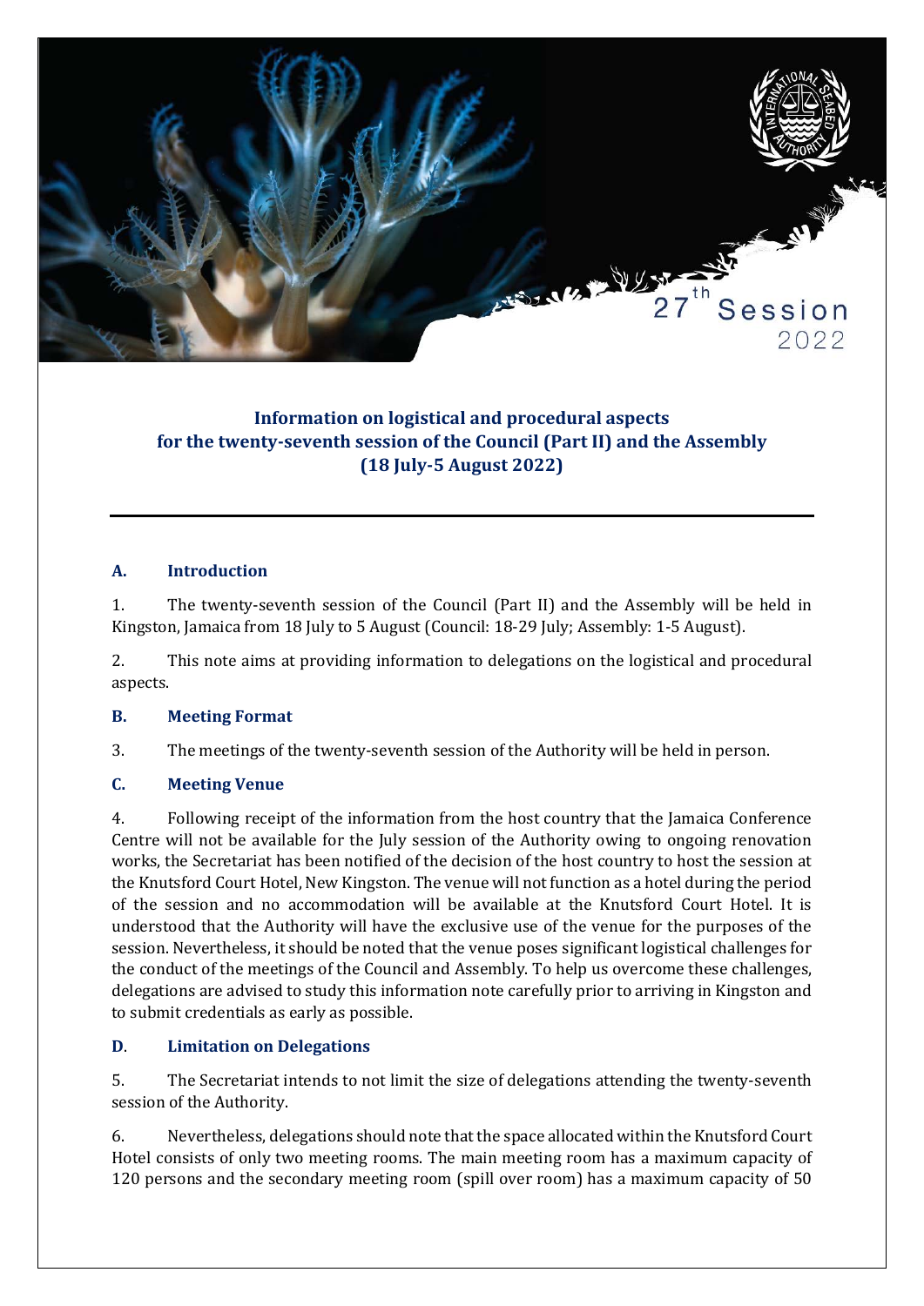27th Session
2022

# Information on logistical and procedural aspects for the twenty-seventh session of the Council (Part II) and the Assembly (18 July-5 August 2022)

## A. Introduction

1. The twenty-seventh session of the Council (Part II) and the Assembly will be held in Kingston, Jamaica from 18 July to 5 August (Council: 18-29 July; Assembly: 1-5 August).

2. This note aims at providing information to delegations on the logistical and procedural aspects.

## B. Meeting Format

3. The meetings of the twenty-seventh session of the Authority will be held in person.

## C. Meeting Venue

4. Following receipt of the information from the host country that the Jamaica Conference Centre will not be available for the July session of the Authority owing to ongoing renovation works, the Secretariat has been notified of the decision of the host country to host the session at the Knutsford Court Hotel, New Kingston. The venue will not function as a hotel during the period of the session and no accommodation will be available at the Knutsford Court Hotel. It is understood that the Authority will have the exclusive use of the venue for the purposes of the session. Nevertheless, it should be noted that the venue poses significant logistical challenges for the conduct of the meetings of the Council and Assembly. To help us overcome these challenges, delegations are advised to study this information note carefully prior to arriving in Kingston and to submit credentials as early as possible.

## D. Limitation on Delegations

5. The Secretariat intends to not limit the size of delegations attending the twenty-seventh session of the Authority.

6. Nevertheless, delegations should note that the space allocated within the Knutsford Court Hotel consists of only two meeting rooms. The main meeting room has a maximum capacity of 120 persons and the secondary meeting room (spill over room) has a maximum capacity of 50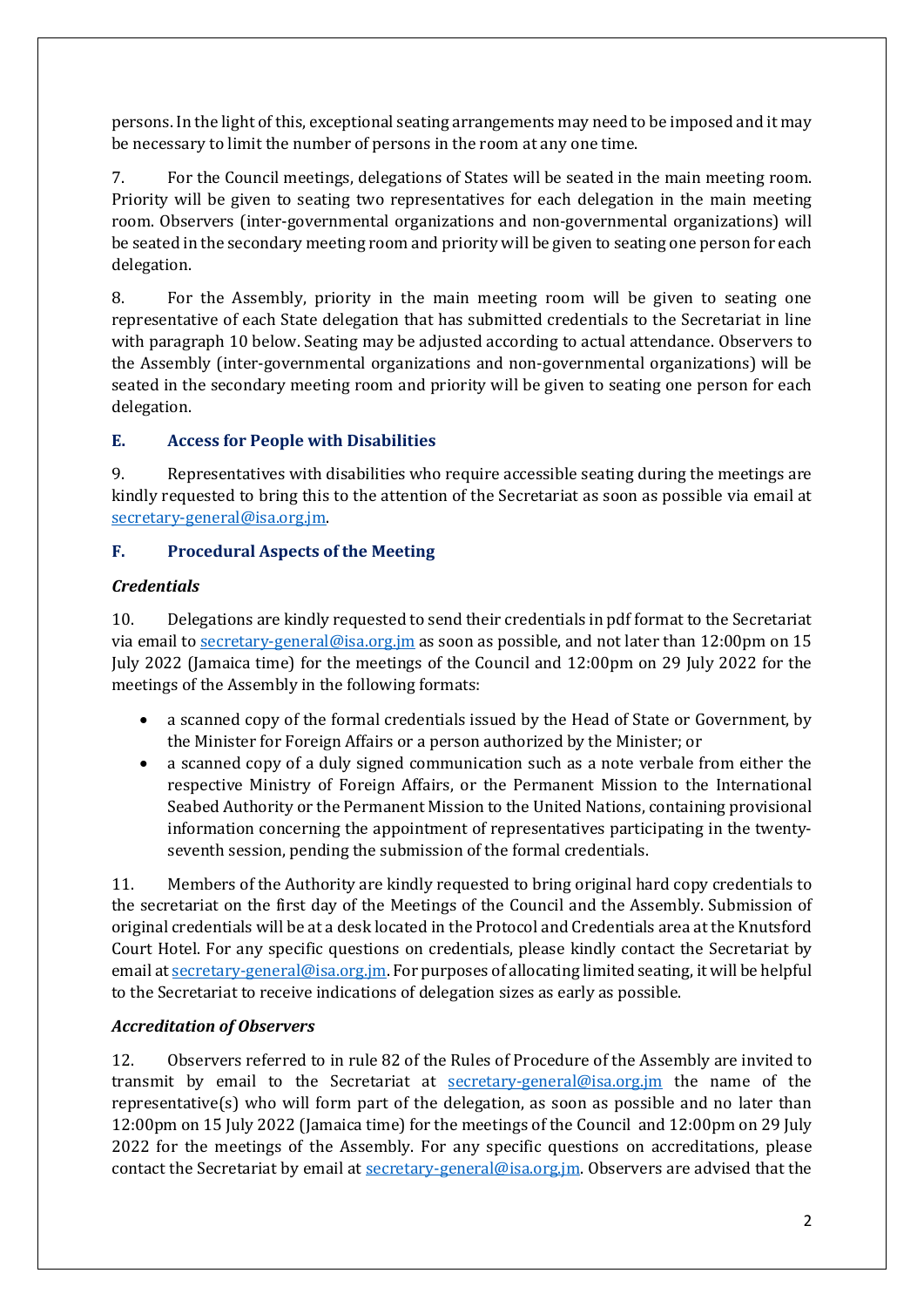persons. In the light of this, exceptional seating arrangements may need to be imposed and it may be necessary to limit the number of persons in the room at any one time.

7. For the Council meetings, delegations of States will be seated in the main meeting room. Priority will be given to seating two representatives for each delegation in the main meeting room. Observers (inter-governmental organizations and non-governmental organizations) will be seated in the secondary meeting room and priority will be given to seating one person for each delegation.

8. For the Assembly, priority in the main meeting room will be given to seating one representative of each State delegation that has submitted credentials to the Secretariat in line with paragraph 10 below. Seating may be adjusted according to actual attendance. Observers to the Assembly (inter-governmental organizations and non-governmental organizations) will be seated in the secondary meeting room and priority will be given to seating one person for each delegation.

## E. Access for People with Disabilities

9. Representatives with disabilities who require accessible seating during the meetings are kindly requested to bring this to the attention of the Secretariat as soon as possible via email at secretary-general@isa.org.jm.

## F. Procedural Aspects of the Meeting

### *Credentials*

10. Delegations are kindly requested to send their credentials in pdf format to the Secretariat via email to secretary-general@isa.org.jm as soon as possible, and not later than 12:00pm on 15 July 2022 (Jamaica time) for the meetings of the Council and 12:00pm on 29 July 2022 for the meetings of the Assembly in the following formats:

- a scanned copy of the formal credentials issued by the Head of State or Government, by the Minister for Foreign Affairs or a person authorized by the Minister; or
- a scanned copy of a duly signed communication such as a note verbale from either the respective Ministry of Foreign Affairs, or the Permanent Mission to the International Seabed Authority or the Permanent Mission to the United Nations, containing provisional information concerning the appointment of representatives participating in the twenty-seventh session, pending the submission of the formal credentials.

11. Members of the Authority are kindly requested to bring original hard copy credentials to the secretariat on the first day of the Meetings of the Council and the Assembly. Submission of original credentials will be at a desk located in the Protocol and Credentials area at the Knutsford Court Hotel. For any specific questions on credentials, please kindly contact the Secretariat by email at secretary-general@isa.org.jm. For purposes of allocating limited seating, it will be helpful to the Secretariat to receive indications of delegation sizes as early as possible.

### *Accreditation of Observers*

12. Observers referred to in rule 82 of the Rules of Procedure of the Assembly are invited to transmit by email to the Secretariat at secretary-general@isa.org.jm the name of the representative(s) who will form part of the delegation, as soon as possible and no later than 12:00pm on 15 July 2022 (Jamaica time) for the meetings of the Council and 12:00pm on 29 July 2022 for the meetings of the Assembly. For any specific questions on accreditations, please contact the Secretariat by email at secretary-general@isa.org.jm. Observers are advised that the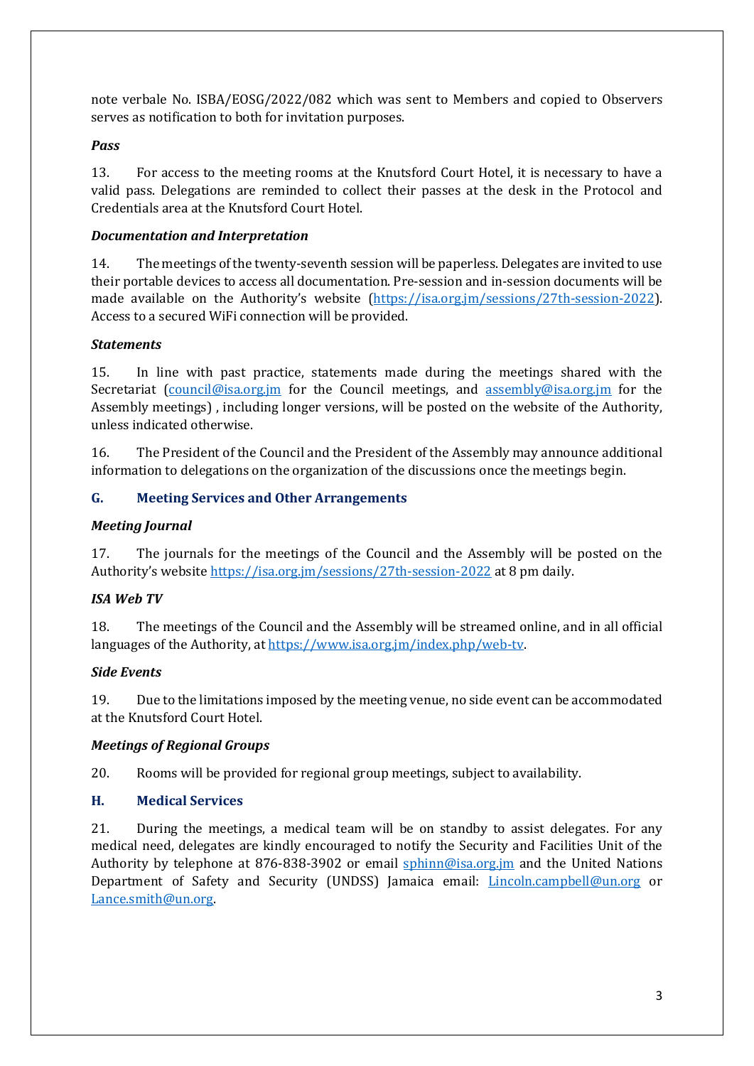note verbale No. ISBA/EOSG/2022/082 which was sent to Members and copied to Observers serves as notification to both for invitation purposes.

### *Pass*

13. For access to the meeting rooms at the Knutsford Court Hotel, it is necessary to have a valid pass. Delegations are reminded to collect their passes at the desk in the Protocol and Credentials area at the Knutsford Court Hotel.

### *Documentation and Interpretation*

14. The meetings of the twenty-seventh session will be paperless. Delegates are invited to use their portable devices to access all documentation. Pre-session and in-session documents will be made available on the Authority's website (https://isa.org.jm/sessions/27th-session-2022). Access to a secured WiFi connection will be provided.

### *Statements*

15. In line with past practice, statements made during the meetings shared with the Secretariat (council@isa.org.jm for the Council meetings, and assembly@isa.org.jm for the Assembly meetings) , including longer versions, will be posted on the website of the Authority, unless indicated otherwise.

16. The President of the Council and the President of the Assembly may announce additional information to delegations on the organization of the discussions once the meetings begin.

## G. Meeting Services and Other Arrangements

### *Meeting Journal*

17. The journals for the meetings of the Council and the Assembly will be posted on the Authority's website https://isa.org.jm/sessions/27th-session-2022 at 8 pm daily.

### *ISA Web TV*

18. The meetings of the Council and the Assembly will be streamed online, and in all official languages of the Authority, at https://www.isa.org.jm/index.php/web-tv.

### *Side Events*

19. Due to the limitations imposed by the meeting venue, no side event can be accommodated at the Knutsford Court Hotel.

### *Meetings of Regional Groups*

20. Rooms will be provided for regional group meetings, subject to availability.

## H. Medical Services

21. During the meetings, a medical team will be on standby to assist delegates. For any medical need, delegates are kindly encouraged to notify the Security and Facilities Unit of the Authority by telephone at 876-838-3902 or email sphinn@isa.org.jm and the United Nations Department of Safety and Security (UNDSS) Jamaica email: Lincoln.campbell@un.org or Lance.smith@un.org.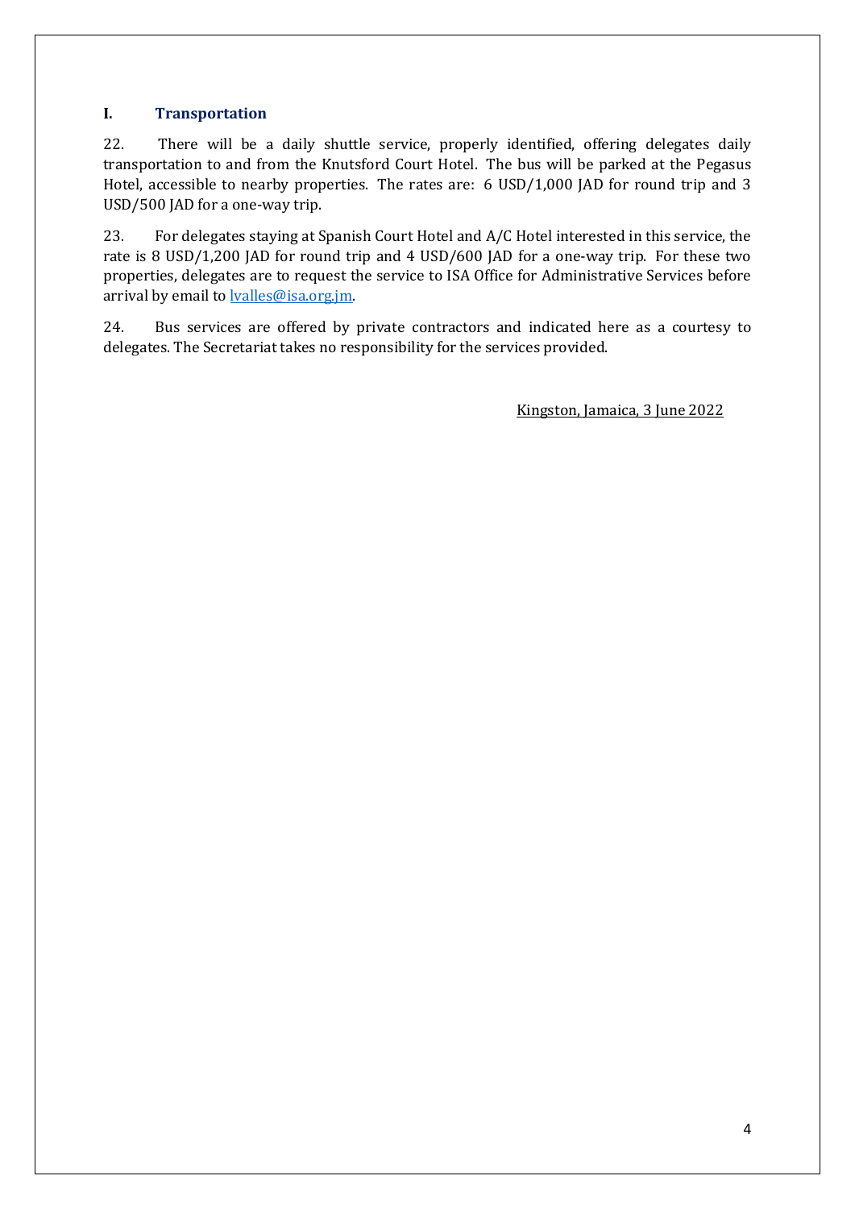## I. Transportation

22. There will be a daily shuttle service, properly identified, offering delegates daily transportation to and from the Knutsford Court Hotel. The bus will be parked at the Pegasus Hotel, accessible to nearby properties. The rates are: 6 USD/1,000 JAD for round trip and 3 USD/500 JAD for a one-way trip.

23. For delegates staying at Spanish Court Hotel and A/C Hotel interested in this service, the rate is 8 USD/1,200 JAD for round trip and 4 USD/600 JAD for a one-way trip. For these two properties, delegates are to request the service to ISA Office for Administrative Services before arrival by email to lvalles@isa.org.jm.

24. Bus services are offered by private contractors and indicated here as a courtesy to delegates. The Secretariat takes no responsibility for the services provided.

Kingston, Jamaica, 3 June 2022